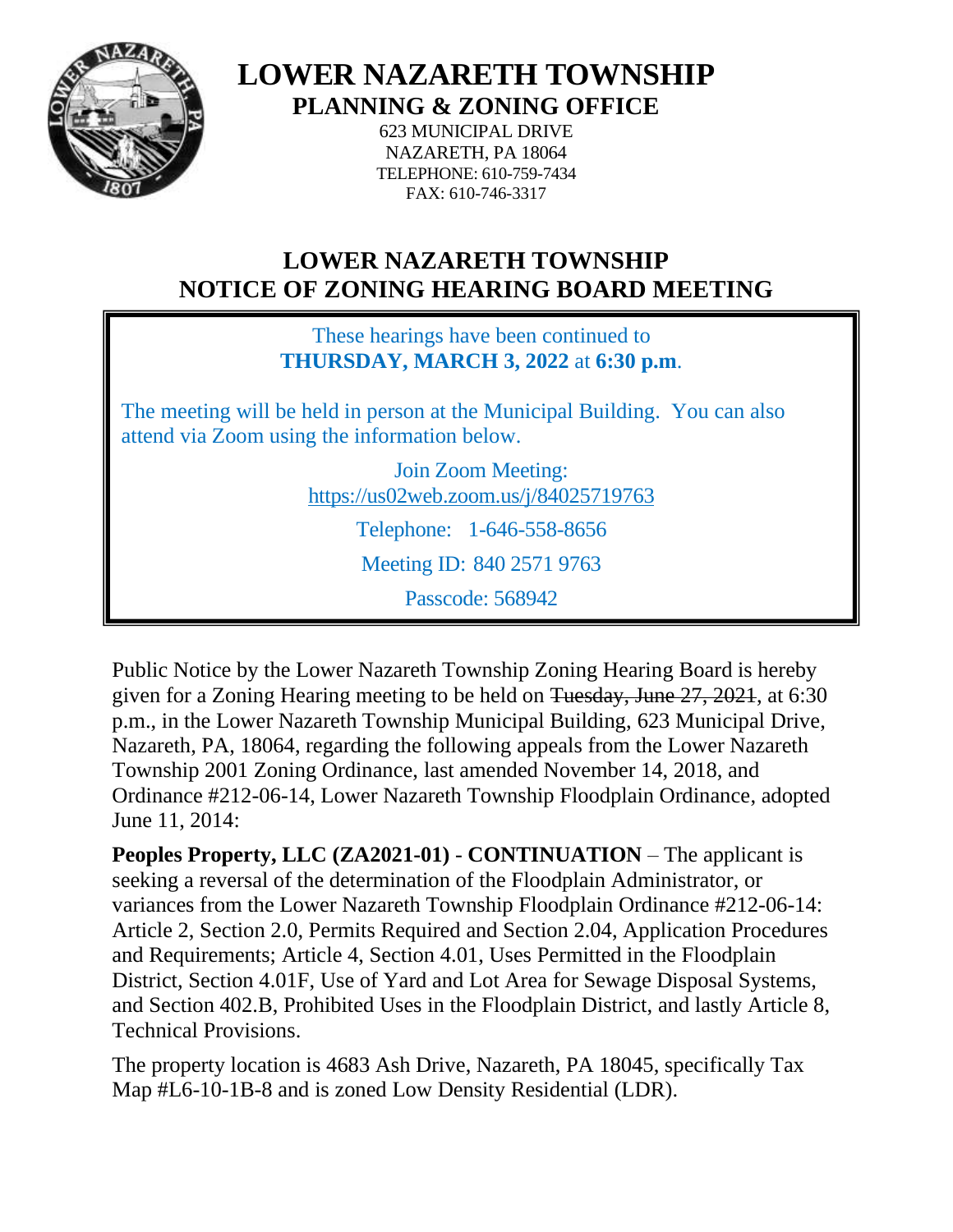# LOWER NAZARETH TOWNSHIP

## PLANNING & ZONING OFFICE

623 MUNICIPAL DRIVE
NAZARETH, PA 18064
TELEPHONE: 610-759-7434
FAX: 610-746-3317

## LOWER NAZARETH TOWNSHIP NOTICE OF ZONING HEARING BOARD MEETING

These hearings have been continued to **THURSDAY, MARCH 3, 2022** at **6:30 p.m**.

The meeting will be held in person at the Municipal Building. You can also attend via Zoom using the information below.

Join Zoom Meeting:
https://us02web.zoom.us/j/84025719763

Telephone: 1-646-558-8656

Meeting ID: 840 2571 9763

Passcode: 568942

Public Notice by the Lower Nazareth Township Zoning Hearing Board is hereby given for a Zoning Hearing meeting to be held on ~~Tuesday, June 27, 2021~~, at 6:30 p.m., in the Lower Nazareth Township Municipal Building, 623 Municipal Drive, Nazareth, PA, 18064, regarding the following appeals from the Lower Nazareth Township 2001 Zoning Ordinance, last amended November 14, 2018, and Ordinance #212-06-14, Lower Nazareth Township Floodplain Ordinance, adopted June 11, 2014:

**Peoples Property, LLC (ZA2021-01)** - **CONTINUATION** – The applicant is seeking a reversal of the determination of the Floodplain Administrator, or variances from the Lower Nazareth Township Floodplain Ordinance #212-06-14: Article 2, Section 2.0, Permits Required and Section 2.04, Application Procedures and Requirements; Article 4, Section 4.01, Uses Permitted in the Floodplain District, Section 4.01F, Use of Yard and Lot Area for Sewage Disposal Systems, and Section 402.B, Prohibited Uses in the Floodplain District, and lastly Article 8, Technical Provisions.

The property location is 4683 Ash Drive, Nazareth, PA 18045, specifically Tax Map #L6-10-1B-8 and is zoned Low Density Residential (LDR).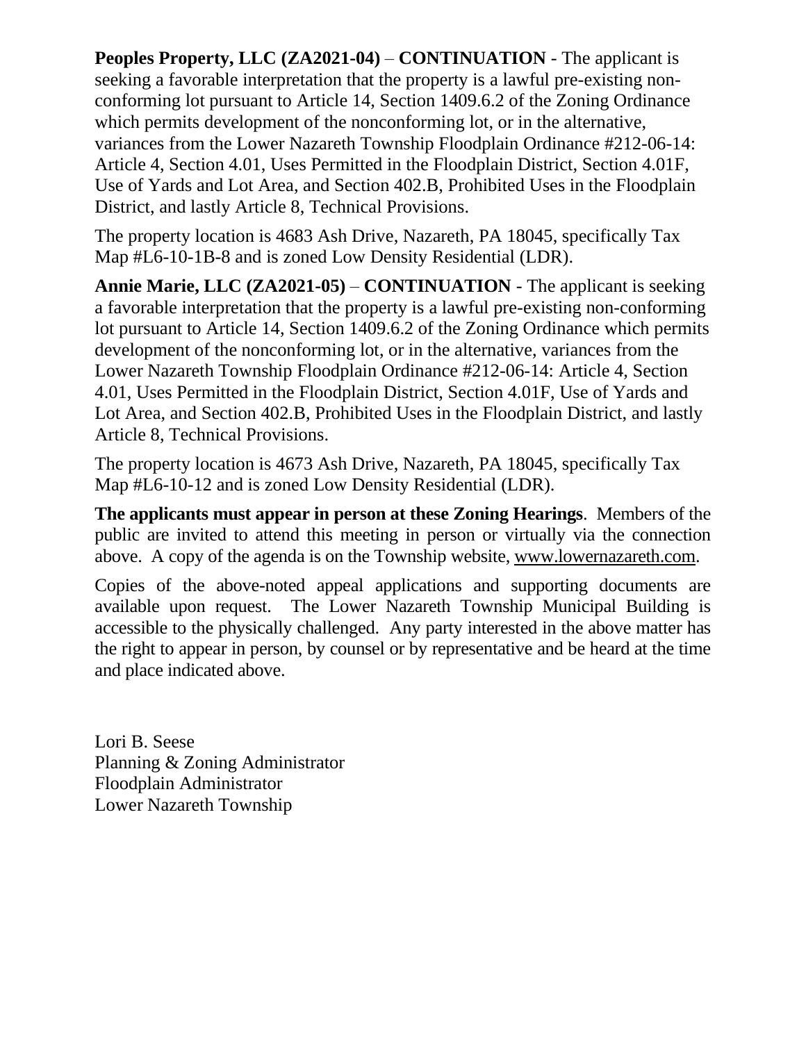**Peoples Property, LLC (ZA2021-04)** – **CONTINUATION** - The applicant is seeking a favorable interpretation that the property is a lawful pre-existing non-conforming lot pursuant to Article 14, Section 1409.6.2 of the Zoning Ordinance which permits development of the nonconforming lot, or in the alternative, variances from the Lower Nazareth Township Floodplain Ordinance #212-06-14: Article 4, Section 4.01, Uses Permitted in the Floodplain District, Section 4.01F, Use of Yards and Lot Area, and Section 402.B, Prohibited Uses in the Floodplain District, and lastly Article 8, Technical Provisions.

The property location is 4683 Ash Drive, Nazareth, PA 18045, specifically Tax Map #L6-10-1B-8 and is zoned Low Density Residential (LDR).

**Annie Marie, LLC (ZA2021-05)** – **CONTINUATION** - The applicant is seeking a favorable interpretation that the property is a lawful pre-existing non-conforming lot pursuant to Article 14, Section 1409.6.2 of the Zoning Ordinance which permits development of the nonconforming lot, or in the alternative, variances from the Lower Nazareth Township Floodplain Ordinance #212-06-14: Article 4, Section 4.01, Uses Permitted in the Floodplain District, Section 4.01F, Use of Yards and Lot Area, and Section 402.B, Prohibited Uses in the Floodplain District, and lastly Article 8, Technical Provisions.

The property location is 4673 Ash Drive, Nazareth, PA 18045, specifically Tax Map #L6-10-12 and is zoned Low Density Residential (LDR).

**The applicants must appear in person at these Zoning Hearings**. Members of the public are invited to attend this meeting in person or virtually via the connection above. A copy of the agenda is on the Township website, www.lowernazareth.com.

Copies of the above-noted appeal applications and supporting documents are available upon request. The Lower Nazareth Township Municipal Building is accessible to the physically challenged. Any party interested in the above matter has the right to appear in person, by counsel or by representative and be heard at the time and place indicated above.

Lori B. Seese
Planning & Zoning Administrator
Floodplain Administrator
Lower Nazareth Township